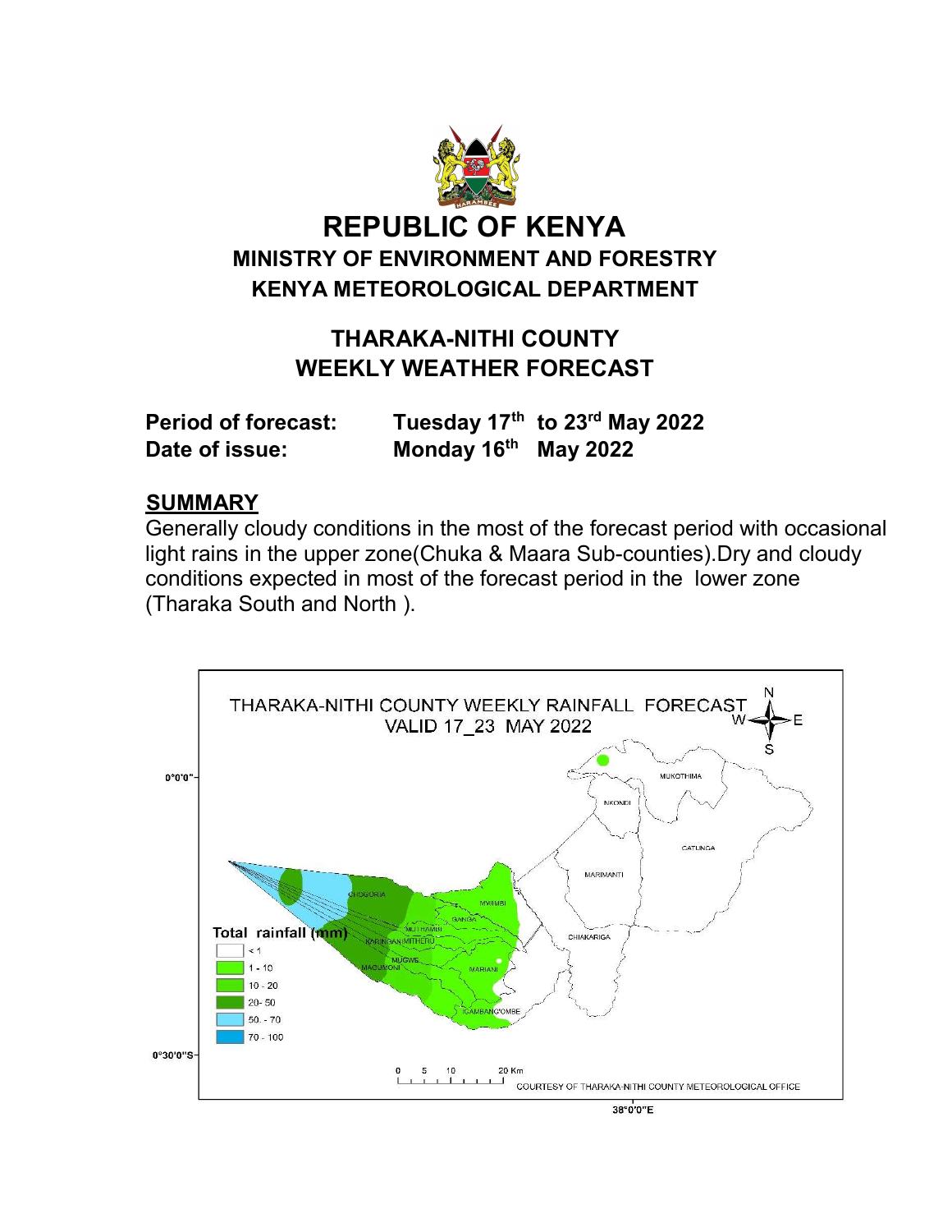# REPUBLIC OF KENYA

## MINISTRY OF ENVIRONMENT AND FORESTRY

## KENYA METEOROLOGICAL DEPARTMENT

## THARAKA-NITHI COUNTY WEEKLY WEATHER FORECAST

**Period of forecast:** **Tuesday 17th to 23rd May 2022**

**Date of issue:** **Monday 16th May 2022**

## SUMMARY

Generally cloudy conditions in the most of the forecast period with occasional light rains in the upper zone(Chuka & Maara Sub-counties).Dry and cloudy conditions expected in most of the forecast period in the lower zone (Tharaka South and North ).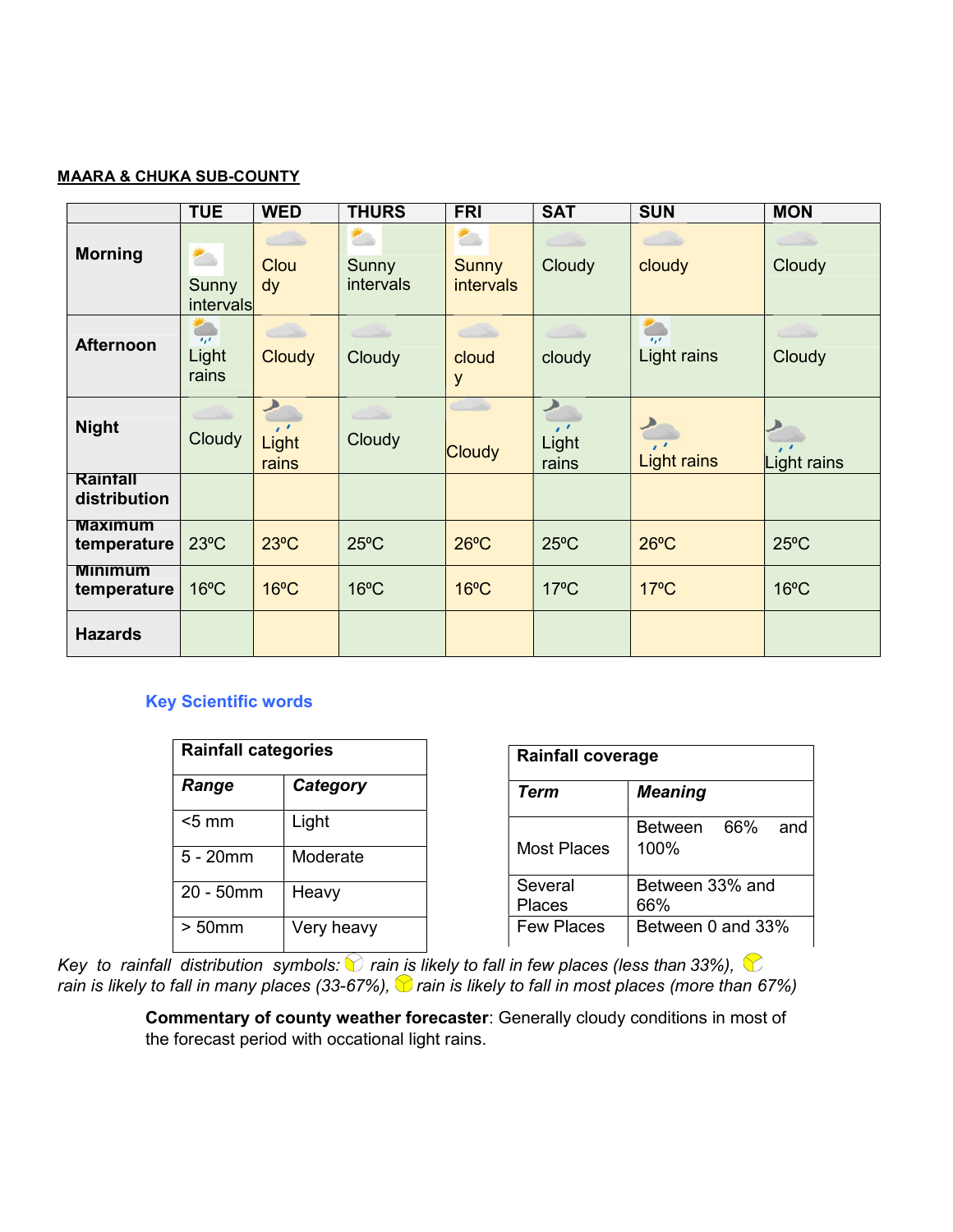**MAARA & CHUKA SUB-COUNTY**

| | TUE | WED | THURS | FRI | SAT | SUN | MON |
|---|---|---|---|---|---|---|---|
| **Morning** | Sunny intervals | Cloudy | Sunny intervals | Sunny intervals | Cloudy | cloudy | Cloudy |
| **Afternoon** | Light rains | Cloudy | Cloudy | cloudy | cloudy | Light rains | Cloudy |
| **Night** | Cloudy | Light rains | Cloudy | Cloudy | Light rains | Light rains | Light rains |
| **Rainfall distribution** | | | | | | | |
| **Maximum temperature** | 23ºC | 23ºC | 25ºC | 26ºC | 25ºC | 26ºC | 25ºC |
| **Minimum temperature** | 16ºC | 16ºC | 16ºC | 16ºC | 17ºC | 17ºC | 16ºC |
| **Hazards** | | | | | | | |

**Key Scientific words**

| **Rainfall categories** | |
|---|---|
| ***Range*** | ***Category*** |
| <5 mm | Light |
| 5 - 20mm | Moderate |
| 20 - 50mm | Heavy |
| > 50mm | Very heavy |

| **Rainfall coverage** | |
|---|---|
| ***Term*** | ***Meaning*** |
| Most Places | Between 66% and 100% |
| Several Places | Between 33% and 66% |
| Few Places | Between 0 and 33% |

*Key to rainfall distribution symbols: rain is likely to fall in few places (less than 33%), rain is likely to fall in many places (33-67%), rain is likely to fall in most places (more than 67%)*

**Commentary of county weather forecaster**: Generally cloudy conditions in most of the forecast period with occational light rains.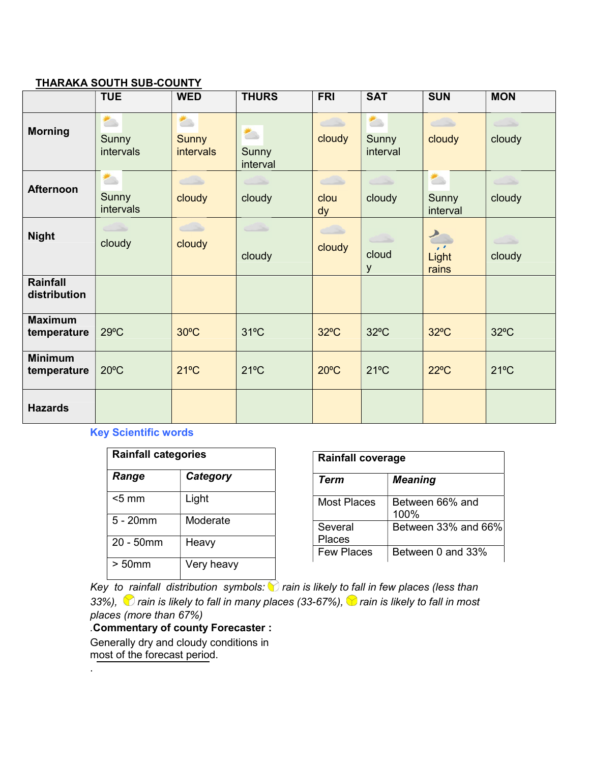**THARAKA SOUTH SUB-COUNTY**

| | TUE | WED | THURS | FRI | SAT | SUN | MON |
|---|---|---|---|---|---|---|---|
| **Morning** | Sunny intervals | Sunny intervals | Sunny interval | cloudy | Sunny interval | cloudy | cloudy |
| **Afternoon** | Sunny intervals | cloudy | cloudy | cloudy | cloudy | Sunny interval | cloudy |
| **Night** | cloudy | cloudy | cloudy | cloudy | cloudy | Light rains | cloudy |
| **Rainfall distribution** | | | | | | | |
| **Maximum temperature** | 29ºC | 30ºC | 31ºC | 32ºC | 32ºC | 32ºC | 32ºC |
| **Minimum temperature** | 20ºC | 21ºC | 21ºC | 20ºC | 21ºC | 22ºC | 21ºC |
| **Hazards** | | | | | | | |

**Key Scientific words**

| **Rainfall categories** | |
|---|---|
| ***Range*** | ***Category*** |
| <5 mm | Light |
| 5 - 20mm | Moderate |
| 20 - 50mm | Heavy |
| > 50mm | Very heavy |

| **Rainfall coverage** | |
|---|---|
| ***Term*** | ***Meaning*** |
| Most Places | Between 66% and 100% |
| Several Places | Between 33% and 66% |
| Few Places | Between 0 and 33% |

*Key to rainfall distribution symbols: rain is likely to fall in few places (less than 33%), rain is likely to fall in many places (33-67%), rain is likely to fall in most places (more than 67%)*

.**Commentary of county Forecaster :**

Generally dry and cloudy conditions in most of the forecast period.

.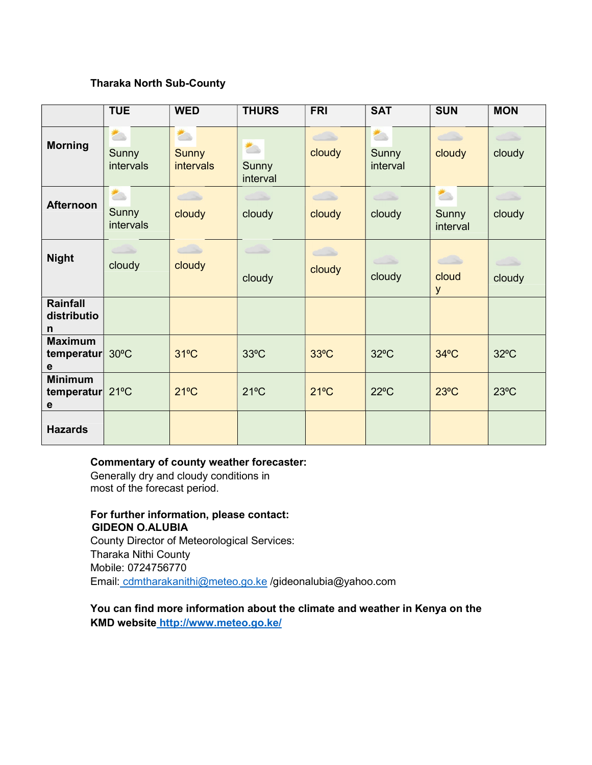**Tharaka North Sub-County**

| | TUE | WED | THURS | FRI | SAT | SUN | MON |
|---|---|---|---|---|---|---|---|
| **Morning** | Sunny intervals | Sunny intervals | Sunny interval | cloudy | Sunny interval | cloudy | cloudy |
| **Afternoon** | Sunny intervals | cloudy | cloudy | cloudy | cloudy | Sunny interval | cloudy |
| **Night** | cloudy | cloudy | cloudy | cloudy | cloudy | cloud y | cloudy |
| **Rainfall distribution** | | | | | | | |
| **Maximum temperature** | 30ºC | 31ºC | 33ºC | 33ºC | 32ºC | 34ºC | 32ºC |
| **Minimum temperature** | 21ºC | 21ºC | 21ºC | 21ºC | 22ºC | 23ºC | 23ºC |
| **Hazards** | | | | | | | |

**Commentary of county weather forecaster:**
Generally dry and cloudy conditions in most of the forecast period.

**For further information, please contact:**
**GIDEON O.ALUBIA**
County Director of Meteorological Services:
Tharaka Nithi County
Mobile: 0724756770
Email: cdmtharakanithi@meteo.go.ke /gideonalubia@yahoo.com

**You can find more information about the climate and weather in Kenya on the KMD website http://www.meteo.go.ke/**